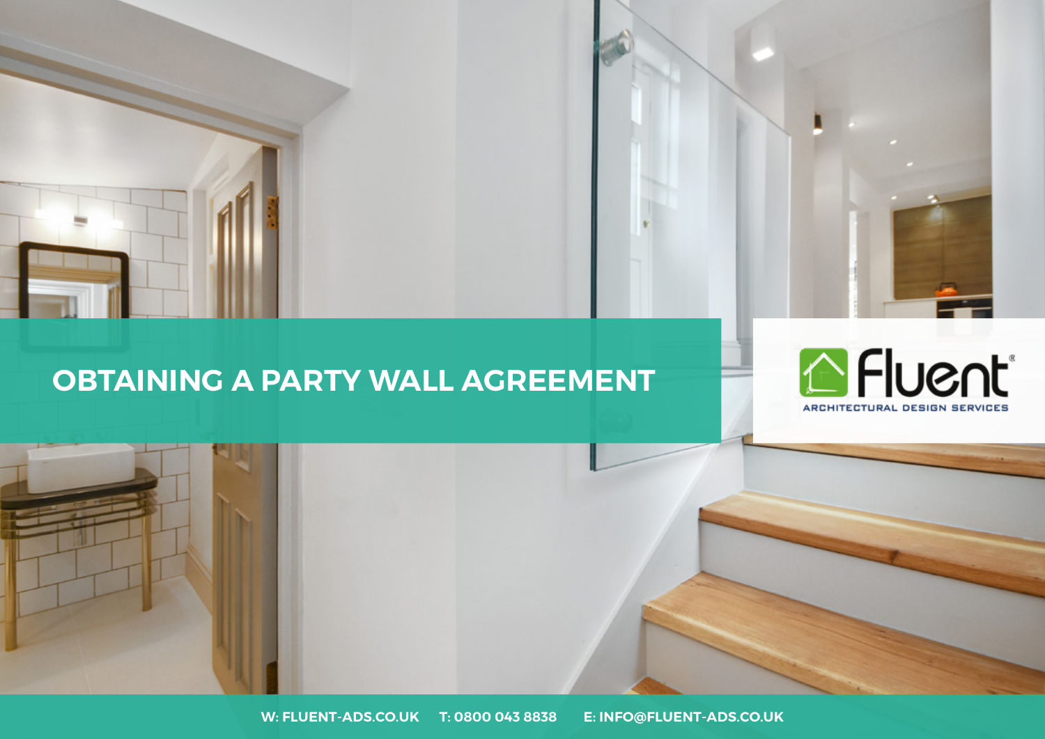# OBTAINING A PARTY WALL AGREEMENT

Fluent®

ARCHITECTURAL DESIGN SERVICES

W: FLUENT-ADS.CO.UK T: 0800 043 8838 E: INFO@FLUENT-ADS.CO.UK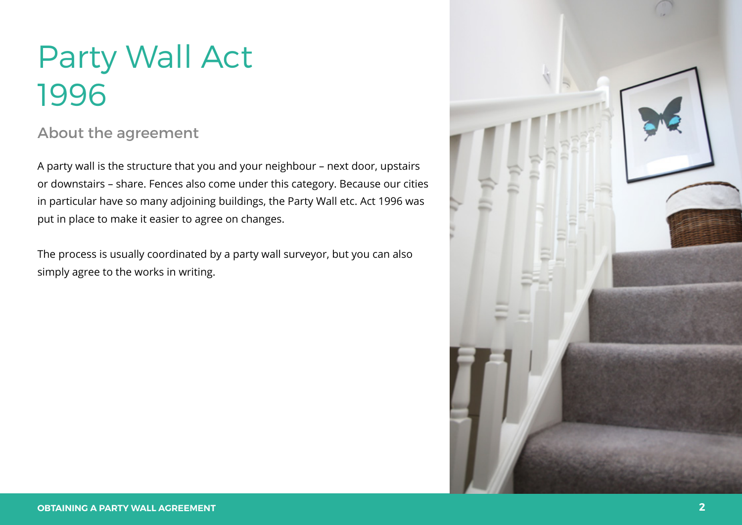# Party Wall Act 1996

## About the agreement

A party wall is the structure that you and your neighbour – next door, upstairs or downstairs – share. Fences also come under this category. Because our cities in particular have so many adjoining buildings, the Party Wall etc. Act 1996 was put in place to make it easier to agree on changes.

The process is usually coordinated by a party wall surveyor, but you can also simply agree to the works in writing.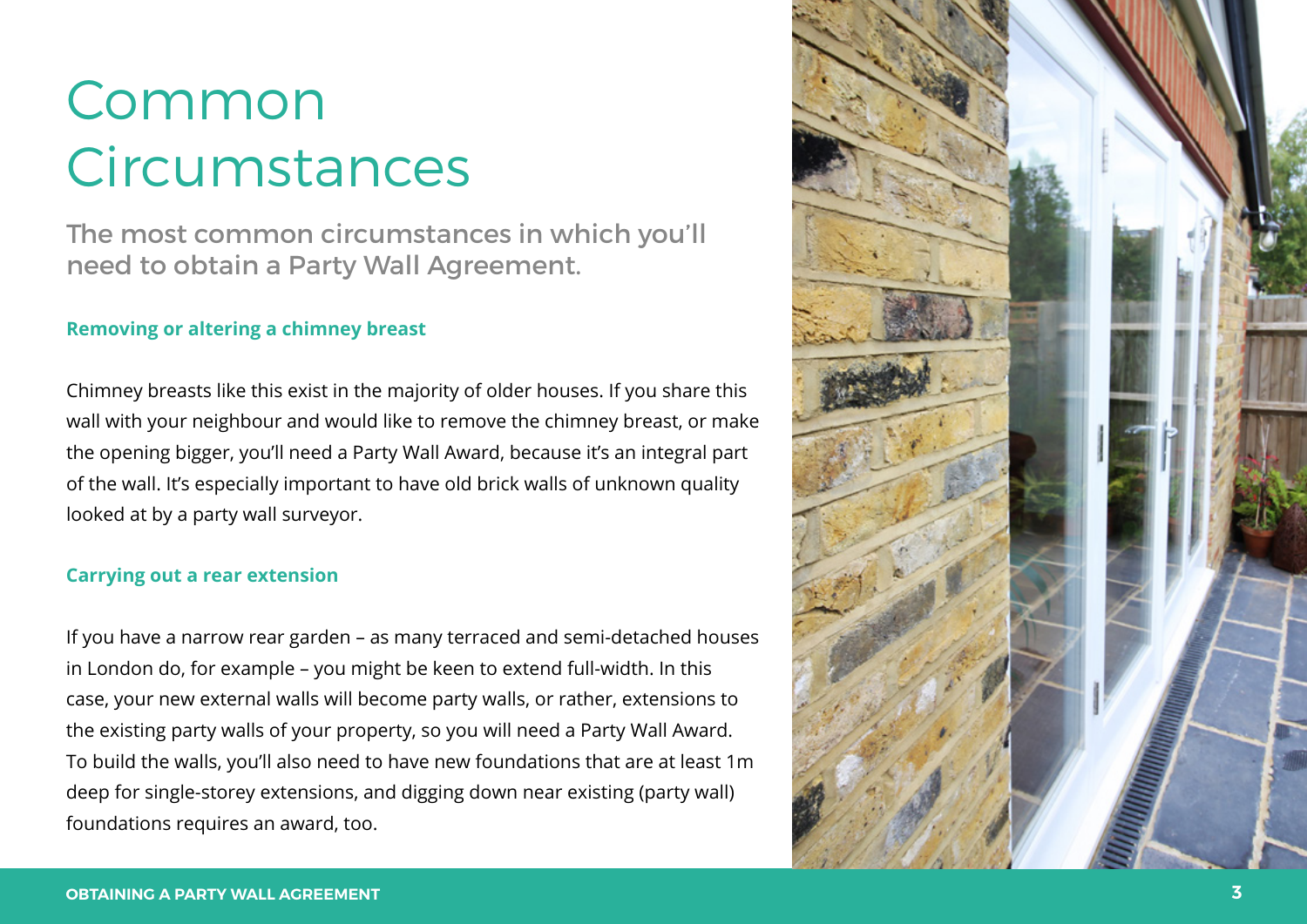# Common Circumstances

## The most common circumstances in which you'll need to obtain a Party Wall Agreement.

### Removing or altering a chimney breast

Chimney breasts like this exist in the majority of older houses. If you share this wall with your neighbour and would like to remove the chimney breast, or make the opening bigger, you'll need a Party Wall Award, because it's an integral part of the wall. It's especially important to have old brick walls of unknown quality looked at by a party wall surveyor.

### Carrying out a rear extension

If you have a narrow rear garden – as many terraced and semi-detached houses in London do, for example – you might be keen to extend full-width. In this case, your new external walls will become party walls, or rather, extensions to the existing party walls of your property, so you will need a Party Wall Award. To build the walls, you'll also need to have new foundations that are at least 1m deep for single-storey extensions, and digging down near existing (party wall) foundations requires an award, too.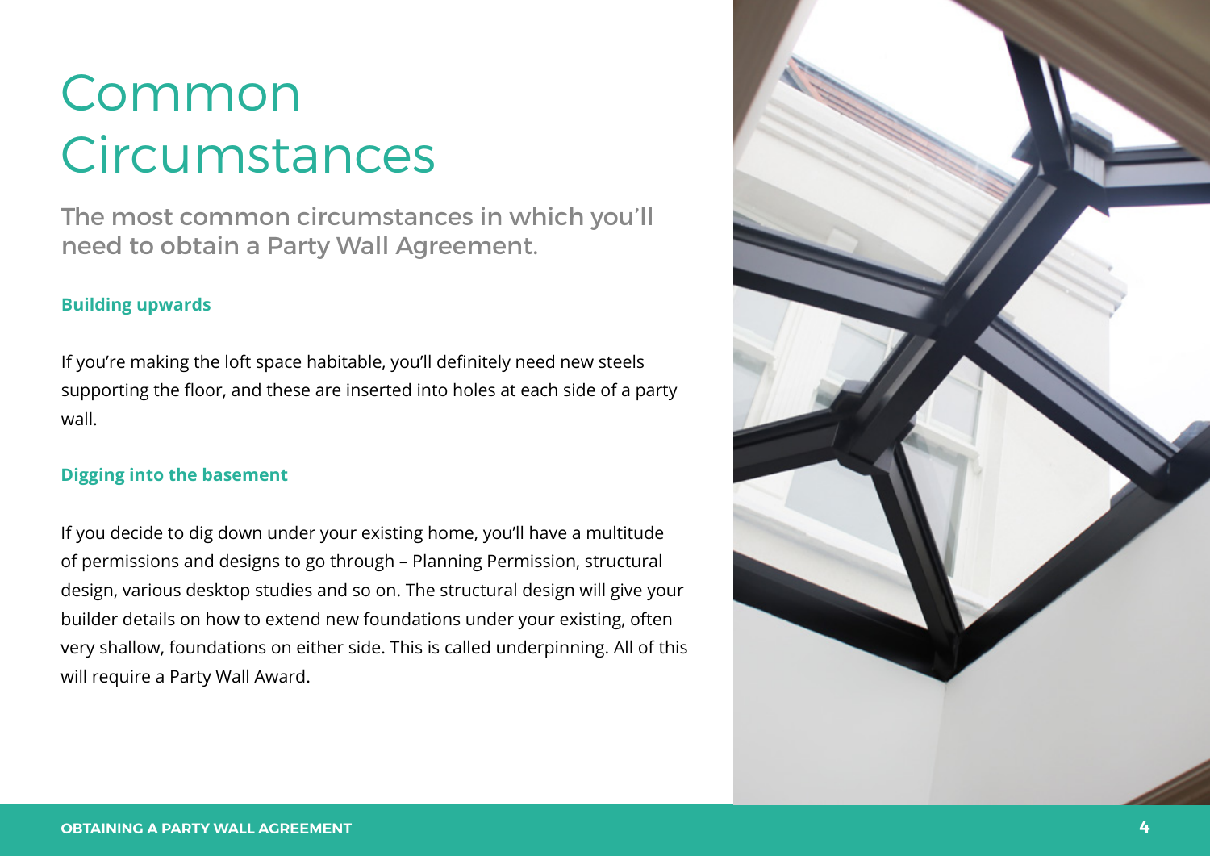# Common Circumstances

## The most common circumstances in which you'll need to obtain a Party Wall Agreement.

### Building upwards

If you're making the loft space habitable, you'll definitely need new steels supporting the floor, and these are inserted into holes at each side of a party wall.

### Digging into the basement

If you decide to dig down under your existing home, you'll have a multitude of permissions and designs to go through – Planning Permission, structural design, various desktop studies and so on. The structural design will give your builder details on how to extend new foundations under your existing, often very shallow, foundations on either side. This is called underpinning. All of this will require a Party Wall Award.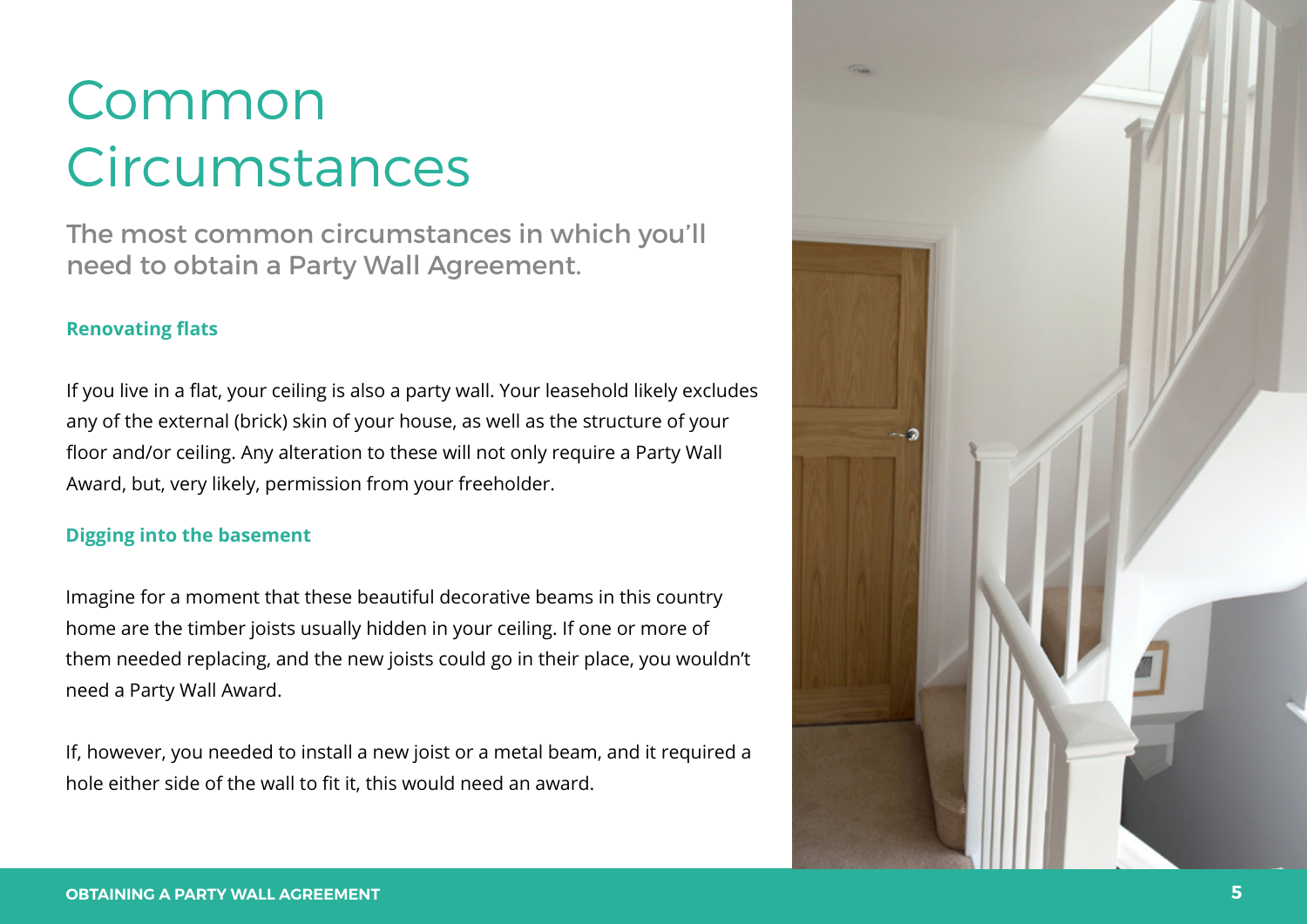# Common Circumstances

## The most common circumstances in which you'll need to obtain a Party Wall Agreement.

### Renovating flats

If you live in a flat, your ceiling is also a party wall. Your leasehold likely excludes any of the external (brick) skin of your house, as well as the structure of your floor and/or ceiling. Any alteration to these will not only require a Party Wall Award, but, very likely, permission from your freeholder.

### Digging into the basement

Imagine for a moment that these beautiful decorative beams in this country home are the timber joists usually hidden in your ceiling. If one or more of them needed replacing, and the new joists could go in their place, you wouldn't need a Party Wall Award.

If, however, you needed to install a new joist or a metal beam, and it required a hole either side of the wall to fit it, this would need an award.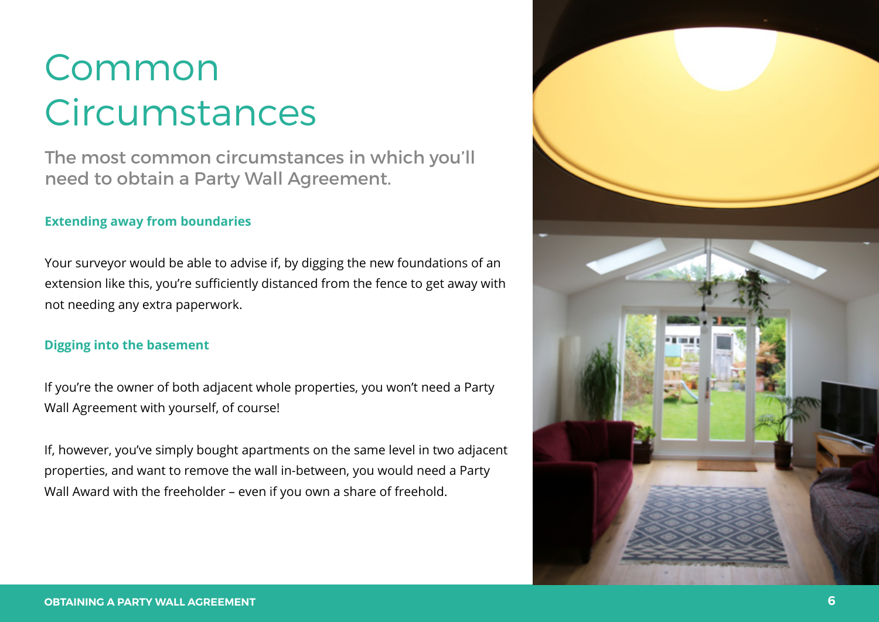# Common Circumstances

## The most common circumstances in which you'll need to obtain a Party Wall Agreement.

**Extending away from boundaries**

Your surveyor would be able to advise if, by digging the new foundations of an extension like this, you're sufficiently distanced from the fence to get away with not needing any extra paperwork.

**Digging into the basement**

If you're the owner of both adjacent whole properties, you won't need a Party Wall Agreement with yourself, of course!

If, however, you've simply bought apartments on the same level in two adjacent properties, and want to remove the wall in-between, you would need a Party Wall Award with the freeholder – even if you own a share of freehold.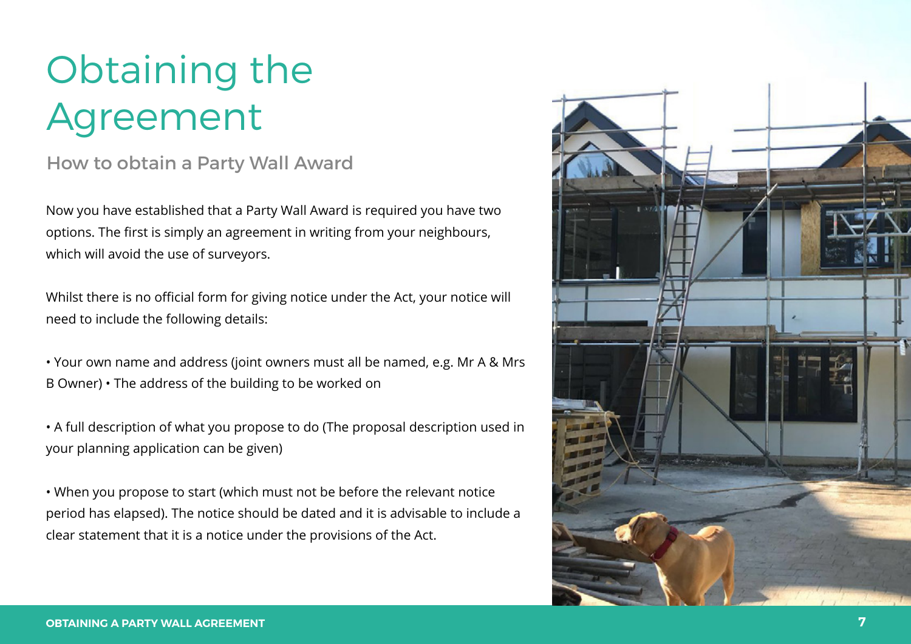# Obtaining the Agreement

## How to obtain a Party Wall Award

Now you have established that a Party Wall Award is required you have two options. The first is simply an agreement in writing from your neighbours, which will avoid the use of surveyors.

Whilst there is no official form for giving notice under the Act, your notice will need to include the following details:

• Your own name and address (joint owners must all be named, e.g. Mr A & Mrs B Owner) • The address of the building to be worked on

• A full description of what you propose to do (The proposal description used in your planning application can be given)

• When you propose to start (which must not be before the relevant notice period has elapsed). The notice should be dated and it is advisable to include a clear statement that it is a notice under the provisions of the Act.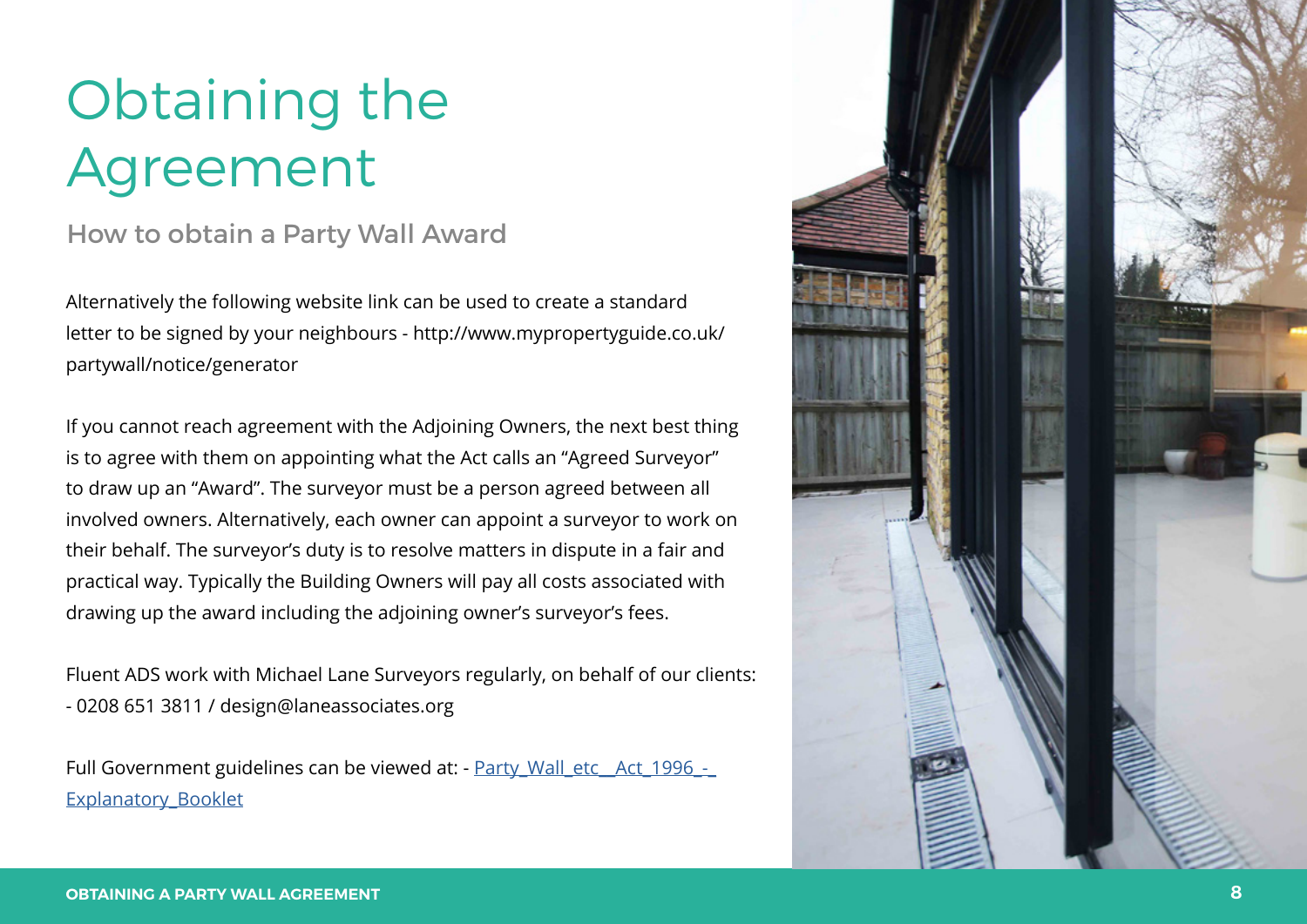# Obtaining the Agreement

## How to obtain a Party Wall Award

Alternatively the following website link can be used to create a standard letter to be signed by your neighbours - http://www.mypropertyguide.co.uk/partywall/notice/generator

If you cannot reach agreement with the Adjoining Owners, the next best thing is to agree with them on appointing what the Act calls an "Agreed Surveyor" to draw up an "Award". The surveyor must be a person agreed between all involved owners. Alternatively, each owner can appoint a surveyor to work on their behalf. The surveyor's duty is to resolve matters in dispute in a fair and practical way. Typically the Building Owners will pay all costs associated with drawing up the award including the adjoining owner's surveyor's fees.

Fluent ADS work with Michael Lane Surveyors regularly, on behalf of our clients: - 0208 651 3811 / design@laneassociates.org

Full Government guidelines can be viewed at: - [Party_Wall_etc__Act_1996_-_Explanatory_Booklet]